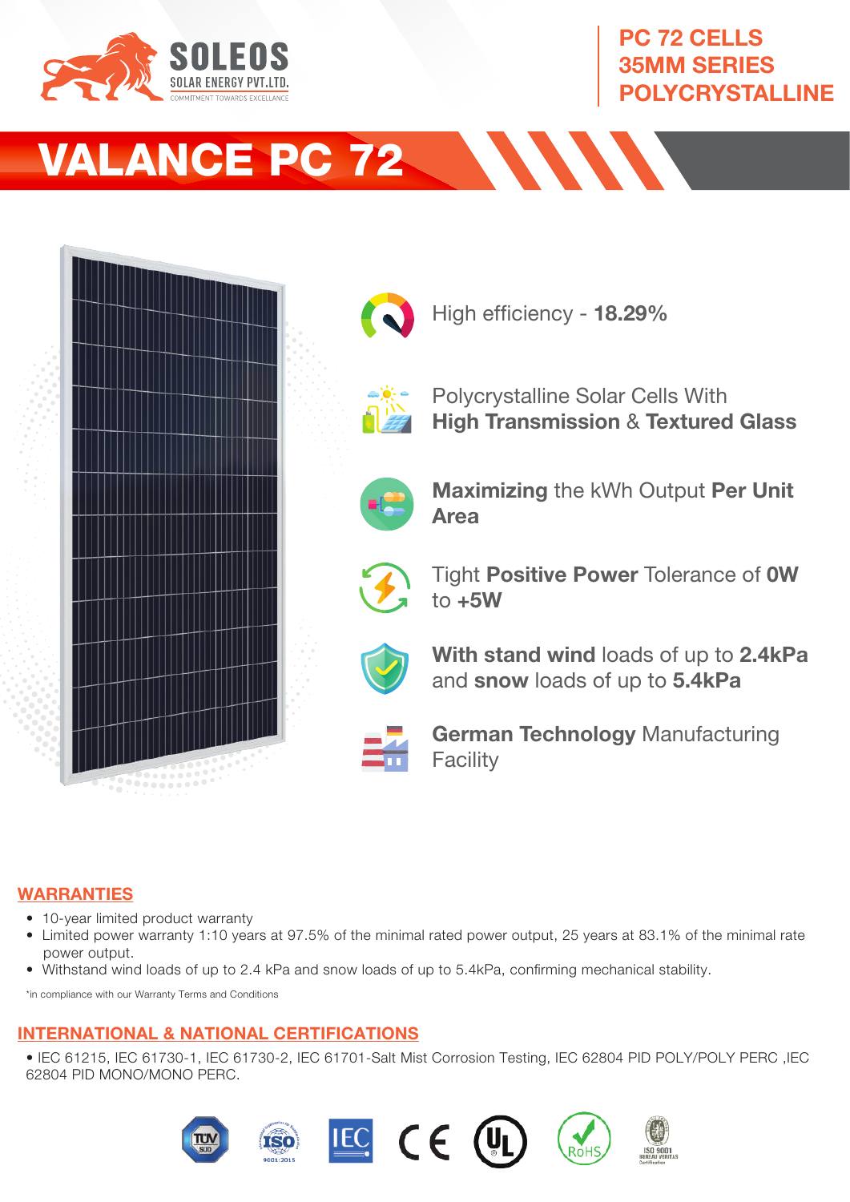**SOLEOS**
SOLAR ENERGY PVT.LTD.
COMMITMENT TOWARDS EXCELLANCE

**PC 72 CELLS**
**35MM SERIES**
**POLYCRYSTALLINE**

# VALANCE PC 72

- High efficiency - **18.29%**
- Polycrystalline Solar Cells With **High Transmission** & **Textured Glass**
- **Maximizing** the kWh Output **Per Unit Area**
- Tight **Positive Power** Tolerance of **0W** to **+5W**
- **With stand wind** loads of up to **2.4kPa** and **snow** loads of up to **5.4kPa**
- **German Technology** Manufacturing Facility

## WARRANTIES

- 10-year limited product warranty
- Limited power warranty 1:10 years at 97.5% of the minimal rated power output, 25 years at 83.1% of the minimal rate power output.
- Withstand wind loads of up to 2.4 kPa and snow loads of up to 5.4kPa, confirming mechanical stability.

*in compliance with our Warranty Terms and Conditions

## INTERNATIONAL & NATIONAL CERTIFICATIONS

• IEC 61215, IEC 61730-1, IEC 61730-2, IEC 61701-Salt Mist Corrosion Testing, IEC 62804 PID POLY/POLY PERC ,IEC 62804 PID MONO/MONO PERC.

TÜV SÜD | ISO 9001:2015 | IEC | CE | UL | RoHS | ISO 9001 BUREAU VERITAS Certification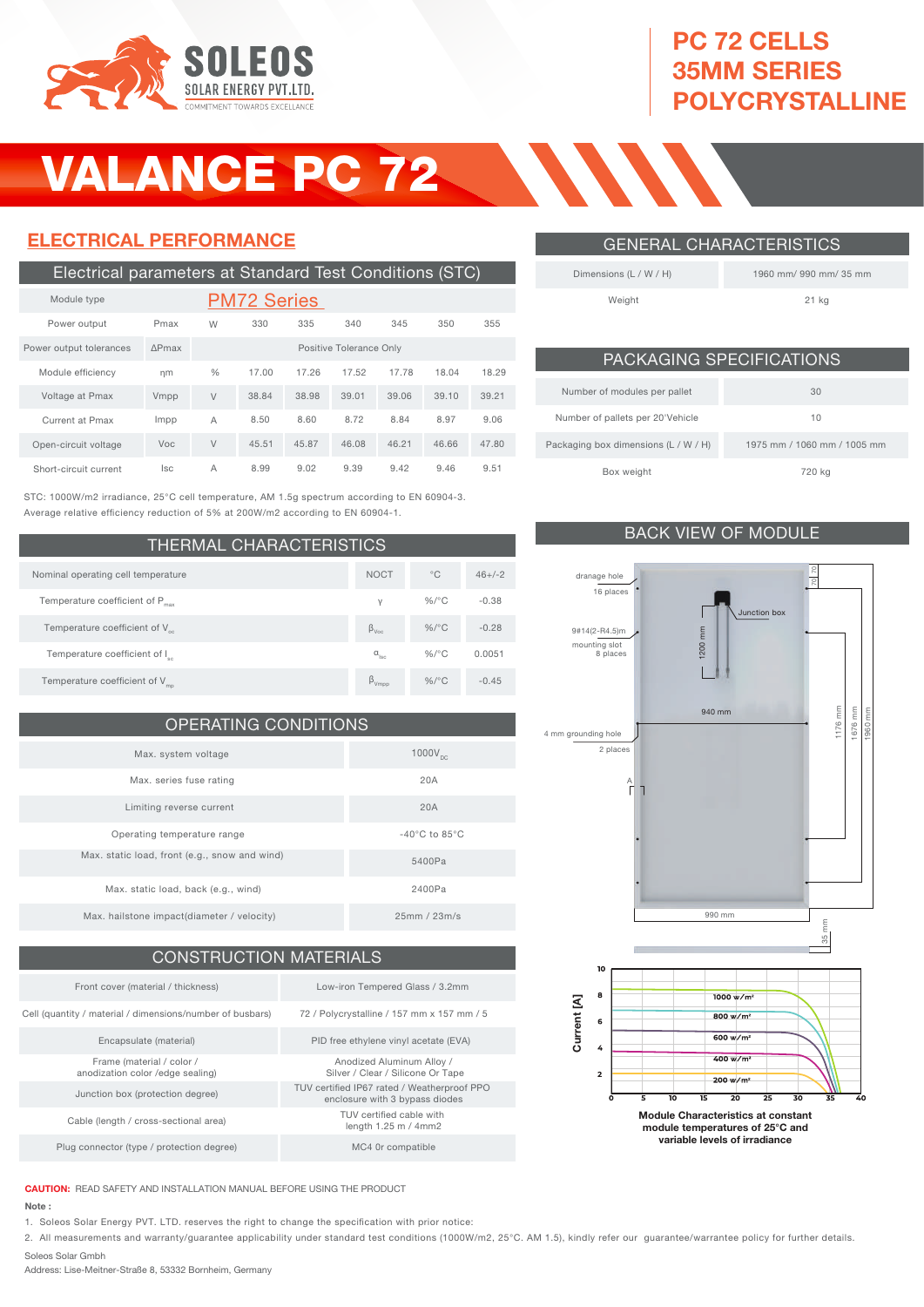SOLEOS SOLAR ENERGY PVT.LTD.
COMMITMENT TOWARDS EXCELLANCE

**PC 72 CELLS**
**35MM SERIES**
**POLYCRYSTALLINE**

# VALANCE PC 72

## ELECTRICAL PERFORMANCE

### Electrical parameters at Standard Test Conditions (STC)

| Module type | | | PM72 Series | | | | | |
|---|---|---|---|---|---|---|---|---|
| Power output | Pmax | W | 330 | 335 | 340 | 345 | 350 | 355 |
| Power output tolerances | ΔPmax | | Positive Tolerance Only | | | | | |
| Module efficiency | ηm | % | 17.00 | 17.26 | 17.52 | 17.78 | 18.04 | 18.29 |
| Voltage at Pmax | Vmpp | V | 38.84 | 38.98 | 39.01 | 39.06 | 39.10 | 39.21 |
| Current at Pmax | Impp | A | 8.50 | 8.60 | 8.72 | 8.84 | 8.97 | 9.06 |
| Open-circuit voltage | Voc | V | 45.51 | 45.87 | 46.08 | 46.21 | 46.66 | 47.80 |
| Short-circuit current | Isc | A | 8.99 | 9.02 | 9.39 | 9.42 | 9.46 | 9.51 |

STC: 1000W/m2 irradiance, 25°C cell temperature, AM 1.5g spectrum according to EN 60904-3.
Average relative efficiency reduction of 5% at 200W/m2 according to EN 60904-1.

### THERMAL CHARACTERISTICS

| | | | |
|---|---|---|---|
| Nominal operating cell temperature | NOCT | °C | 46+/-2 |
| Temperature coefficient of $P_{max}$ | γ | %/°C | -0.38 |
| Temperature coefficient of $V_{oc}$ | $\beta_{Voc}$ | %/°C | -0.28 |
| Temperature coefficient of $I_{sc}$ | $\alpha_{Isc}$ | %/°C | 0.0051 |
| Temperature coefficient of $V_{mp}$ | $\beta_{Vmpp}$ | %/°C | -0.45 |

### OPERATING CONDITIONS

| | |
|---|---|
| Max. system voltage | $1000V_{DC}$ |
| Max. series fuse rating | 20A |
| Limiting reverse current | 20A |
| Operating temperature range | -40°C to 85°C |
| Max. static load, front (e.g., snow and wind) | 5400Pa |
| Max. static load, back (e.g., wind) | 2400Pa |
| Max. hailstone impact(diameter / velocity) | 25mm / 23m/s |

### CONSTRUCTION MATERIALS

| | |
|---|---|
| Front cover (material / thickness) | Low-iron Tempered Glass / 3.2mm |
| Cell (quantity / material / dimensions/number of busbars) | 72 / Polycrystalline / 157 mm x 157 mm / 5 |
| Encapsulate (material) | PID free ethylene vinyl acetate (EVA) |
| Frame (material / color / anodization color /edge sealing) | Anodized Aluminum Alloy / Silver / Clear / Silicone Or Tape |
| Junction box (protection degree) | TUV certified IP67 rated / Weatherproof PPO enclosure with 3 bypass diodes |
| Cable (length / cross-sectional area) | TUV certified cable with length 1.25 m / 4mm2 |
| Plug connector (type / protection degree) | MC4 0r compatible |

### GENERAL CHARACTERISTICS

| | |
|---|---|
| Dimensions (L / W / H) | 1960 mm/ 990 mm/ 35 mm |
| Weight | 21 kg |

### PACKAGING SPECIFICATIONS

| | |
|---|---|
| Number of modules per pallet | 30 |
| Number of pallets per 20'Vehicle | 10 |
| Packaging box dimensions (L / W / H) | 1975 mm / 1060 mm / 1005 mm |
| Box weight | 720 kg |

### BACK VIEW OF MODULE

dranage hole
16 places
Junction box
9#14(2-R4.5)m
mounting slot
8 places
1200 mm
940 mm
4 mm grounding hole
2 places
A
1176 mm
1676 mm
1960 mm
70
70
990 mm
35 mm

Current [A]
10
8
6
4
2
0
5
10
15
20
25
30
35
40
1000 w/m²
800 w/m²
600 w/m²
400 w/m²
200 w/m²

**Module Characteristics at constant module temperatures of 25°C and variable levels of irradiance**

**CAUTION:** READ SAFETY AND INSTALLATION MANUAL BEFORE USING THE PRODUCT

**Note :**

1. Soleos Solar Energy PVT. LTD. reserves the right to change the specification with prior notice:
2. All measurements and warranty/guarantee applicability under standard test conditions (1000W/m2, 25°C. AM 1.5), kindly refer our guarantee/warrantee policy for further details.

Soleos Solar Gmbh
Address: Lise-Meitner-Straße 8, 53332 Bornheim, Germany